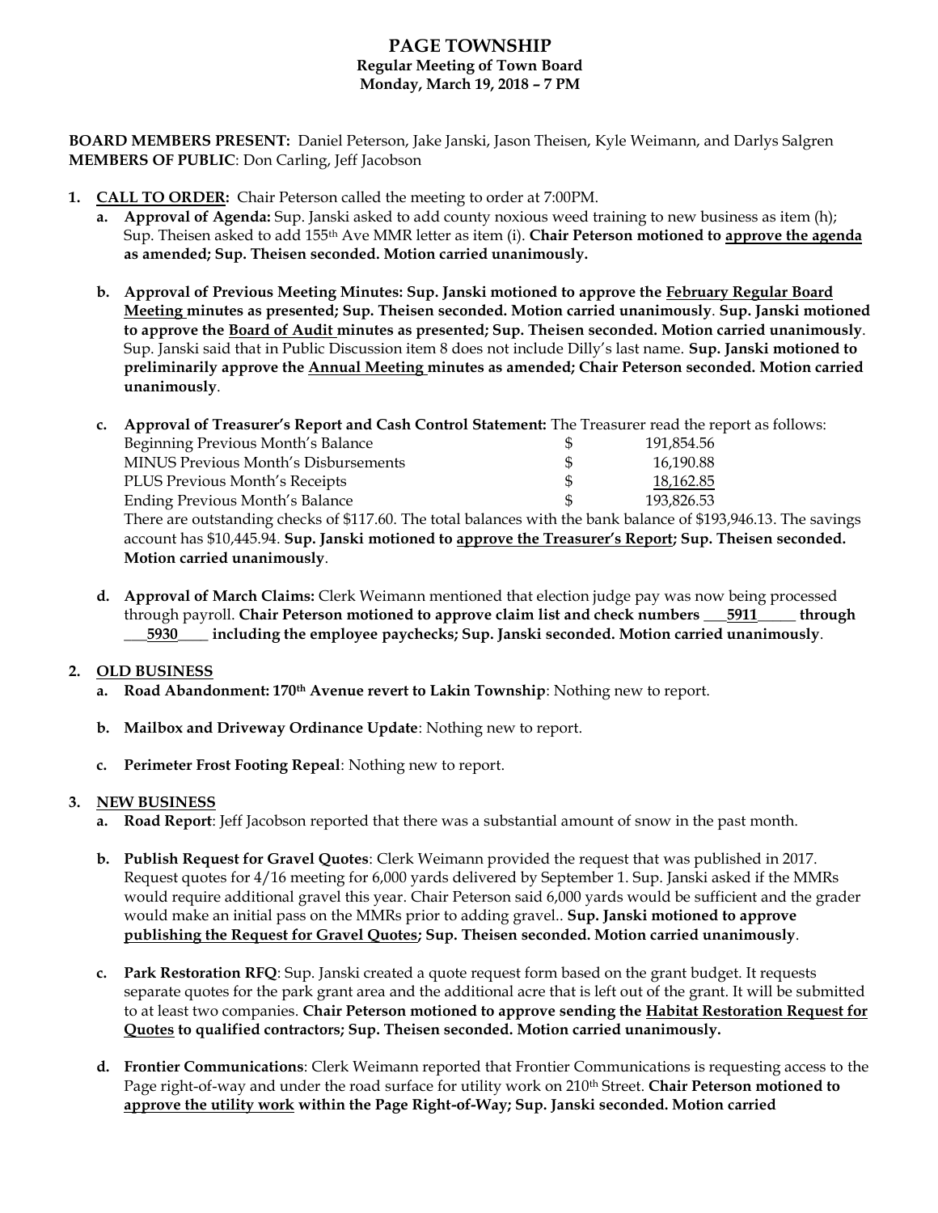# PAGE TOWNSHIP

**Regular Meeting of Town Board**
**Monday, March 19, 2018 – 7 PM**

**BOARD MEMBERS PRESENT:** Daniel Peterson, Jake Janski, Jason Theisen, Kyle Weimann, and Darlys Salgren
**MEMBERS OF PUBLIC**: Don Carling, Jeff Jacobson

1. **CALL TO ORDER:** Chair Peterson called the meeting to order at 7:00PM.
   a. **Approval of Agenda:** Sup. Janski asked to add county noxious weed training to new business as item (h); Sup. Theisen asked to add 155th Ave MMR letter as item (i). **Chair Peterson motioned to approve the agenda as amended; Sup. Theisen seconded. Motion carried unanimously.**

   b. **Approval of Previous Meeting Minutes: Sup. Janski motioned to approve the February Regular Board Meeting minutes as presented; Sup. Theisen seconded. Motion carried unanimously**. **Sup. Janski motioned to approve the Board of Audit minutes as presented; Sup. Theisen seconded. Motion carried unanimously**. Sup. Janski said that in Public Discussion item 8 does not include Dilly's last name. **Sup. Janski motioned to preliminarily approve the Annual Meeting minutes as amended; Chair Peterson seconded. Motion carried unanimously**.

   c. **Approval of Treasurer's Report and Cash Control Statement:** The Treasurer read the report as follows:

| | | |
|---|---|---|
| Beginning Previous Month's Balance | $ | 191,854.56 |
| MINUS Previous Month's Disbursements | $ | 16,190.88 |
| PLUS Previous Month's Receipts | $ | 18,162.85 |
| Ending Previous Month's Balance | $ | 193,826.53 |

   There are outstanding checks of $117.60. The total balances with the bank balance of $193,946.13. The savings account has $10,445.94. **Sup. Janski motioned to approve the Treasurer's Report; Sup. Theisen seconded. Motion carried unanimously**.

   d. **Approval of March Claims:** Clerk Weimann mentioned that election judge pay was now being processed through payroll. **Chair Peterson motioned to approve claim list and check numbers ___5911_____ through ___5930____ including the employee paychecks; Sup. Janski seconded. Motion carried unanimously**.

2. **OLD BUSINESS**
   a. **Road Abandonment: 170th Avenue revert to Lakin Township**: Nothing new to report.

   b. **Mailbox and Driveway Ordinance Update**: Nothing new to report.

   c. **Perimeter Frost Footing Repeal**: Nothing new to report.

3. **NEW BUSINESS**
   a. **Road Report**: Jeff Jacobson reported that there was a substantial amount of snow in the past month.

   b. **Publish Request for Gravel Quotes**: Clerk Weimann provided the request that was published in 2017. Request quotes for 4/16 meeting for 6,000 yards delivered by September 1. Sup. Janski asked if the MMRs would require additional gravel this year. Chair Peterson said 6,000 yards would be sufficient and the grader would make an initial pass on the MMRs prior to adding gravel.. **Sup. Janski motioned to approve publishing the Request for Gravel Quotes; Sup. Theisen seconded. Motion carried unanimously**.

   c. **Park Restoration RFQ**: Sup. Janski created a quote request form based on the grant budget. It requests separate quotes for the park grant area and the additional acre that is left out of the grant. It will be submitted to at least two companies. **Chair Peterson motioned to approve sending the Habitat Restoration Request for Quotes to qualified contractors; Sup. Theisen seconded. Motion carried unanimously.**

   d. **Frontier Communications**: Clerk Weimann reported that Frontier Communications is requesting access to the Page right-of-way and under the road surface for utility work on 210th Street. **Chair Peterson motioned to approve the utility work within the Page Right-of-Way; Sup. Janski seconded. Motion carried**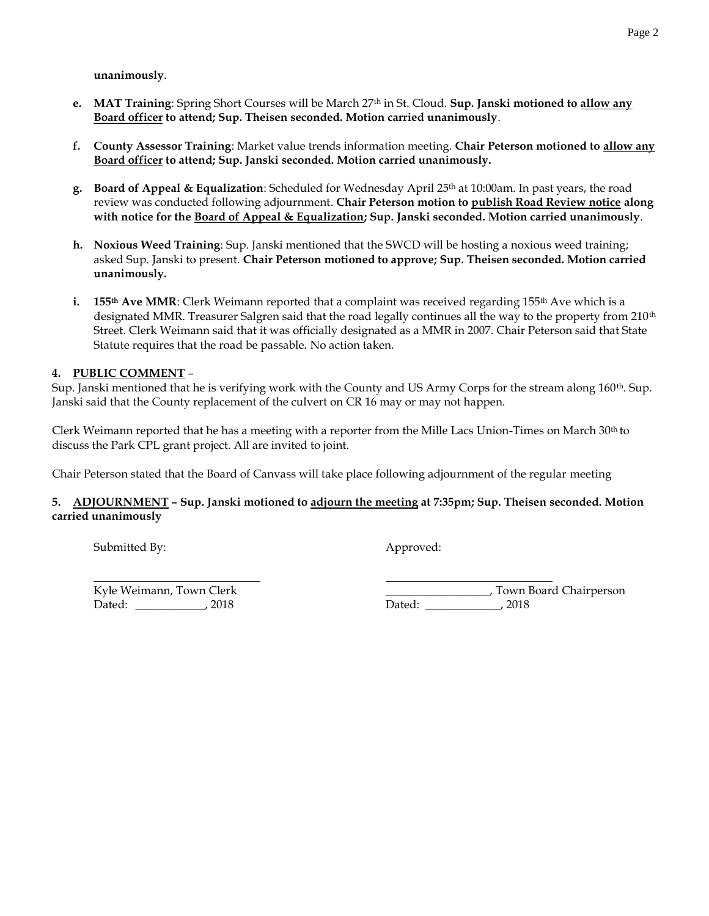**unanimously**.

- **e. MAT Training**: Spring Short Courses will be March 27th in St. Cloud. **Sup. Janski motioned to allow any Board officer to attend; Sup. Theisen seconded. Motion carried unanimously**.

- **f. County Assessor Training**: Market value trends information meeting. **Chair Peterson motioned to allow any Board officer to attend; Sup. Janski seconded. Motion carried unanimously.**

- **g. Board of Appeal & Equalization**: Scheduled for Wednesday April 25th at 10:00am. In past years, the road review was conducted following adjournment. **Chair Peterson motion to publish Road Review notice along with notice for the Board of Appeal & Equalization; Sup. Janski seconded. Motion carried unanimously**.

- **h. Noxious Weed Training**: Sup. Janski mentioned that the SWCD will be hosting a noxious weed training; asked Sup. Janski to present. **Chair Peterson motioned to approve; Sup. Theisen seconded. Motion carried unanimously.**

- **i. 155th Ave MMR**: Clerk Weimann reported that a complaint was received regarding 155th Ave which is a designated MMR. Treasurer Salgren said that the road legally continues all the way to the property from 210th Street. Clerk Weimann said that it was officially designated as a MMR in 2007. Chair Peterson said that State Statute requires that the road be passable. No action taken.

**4. PUBLIC COMMENT** –

Sup. Janski mentioned that he is verifying work with the County and US Army Corps for the stream along 160th. Sup. Janski said that the County replacement of the culvert on CR 16 may or may not happen.

Clerk Weimann reported that he has a meeting with a reporter from the Mille Lacs Union-Times on March 30th to discuss the Park CPL grant project. All are invited to joint.

Chair Peterson stated that the Board of Canvass will take place following adjournment of the regular meeting

**5. ADJOURNMENT – Sup. Janski motioned to adjourn the meeting at 7:35pm; Sup. Theisen seconded. Motion carried unanimously**

Submitted By:

______________________________
Kyle Weimann, Town Clerk
Dated: ____________, 2018

Approved:

______________________________
__________________, Town Board Chairperson
Dated: _____________, 2018